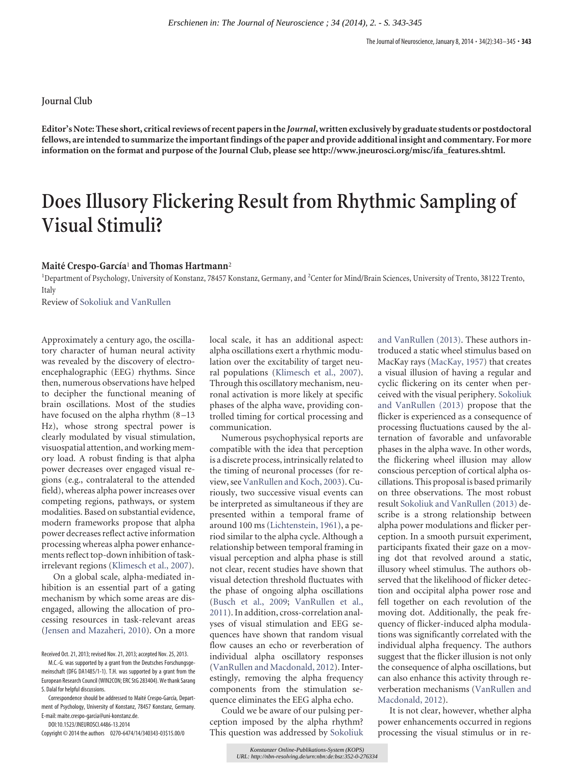Journal Club

**Editor's Note: These short, critical reviews of recent papers in the *Journal*, written exclusively by graduate students or postdoctoral fellows, are intended to summarize the important findings of the paper and provide additional insight and commentary. For more information on the format and purpose of the Journal Club, please see http://www.jneurosci.org/misc/ifa_features.shtml.**

# Does Illusory Flickering Result from Rhythmic Sampling of Visual Stimuli?

**Maité Crespo-García**[1] **and Thomas Hartmann**[2]

[1]Department of Psychology, University of Konstanz, 78457 Konstanz, Germany, and [2]Center for Mind/Brain Sciences, University of Trento, 38122 Trento, Italy

Review of Sokoliuk and VanRullen

Approximately a century ago, the oscillatory character of human neural activity was revealed by the discovery of electroencephalographic (EEG) rhythms. Since then, numerous observations have helped to decipher the functional meaning of brain oscillations. Most of the studies have focused on the alpha rhythm (8–13 Hz), whose strong spectral power is clearly modulated by visual stimulation, visuospatial attention, and working memory load. A robust finding is that alpha power decreases over engaged visual regions (e.g., contralateral to the attended field), whereas alpha power increases over competing regions, pathways, or system modalities. Based on substantial evidence, modern frameworks propose that alpha power decreases reflect active information processing whereas alpha power enhancements reflect top-down inhibition of task-irrelevant regions (Klimesch et al., 2007).

On a global scale, alpha-mediated inhibition is an essential part of a gating mechanism by which some areas are disengaged, allowing the allocation of processing resources in task-relevant areas (Jensen and Mazaheri, 2010). On a more local scale, it has an additional aspect: alpha oscillations exert a rhythmic modulation over the excitability of target neural populations (Klimesch et al., 2007). Through this oscillatory mechanism, neuronal activation is more likely at specific phases of the alpha wave, providing controlled timing for cortical processing and communication.

Numerous psychophysical reports are compatible with the idea that perception is a discrete process, intrinsically related to the timing of neuronal processes (for review, see VanRullen and Koch, 2003). Curiously, two successive visual events can be interpreted as simultaneous if they are presented within a temporal frame of around 100 ms (Lichtenstein, 1961), a period similar to the alpha cycle. Although a relationship between temporal framing in visual perception and alpha phase is still not clear, recent studies have shown that visual detection threshold fluctuates with the phase of ongoing alpha oscillations (Busch et al., 2009; VanRullen et al., 2011). In addition, cross-correlation analyses of visual stimulation and EEG sequences have shown that random visual flow causes an echo or reverberation of individual alpha oscillatory responses (VanRullen and Macdonald, 2012). Interestingly, removing the alpha frequency components from the stimulation sequence eliminates the EEG alpha echo.

Could we be aware of our pulsing perception imposed by the alpha rhythm? This question was addressed by Sokoliuk and VanRullen (2013). These authors introduced a static wheel stimulus based on MacKay rays (MacKay, 1957) that creates a visual illusion of having a regular and cyclic flickering on its center when perceived with the visual periphery. Sokoliuk and VanRullen (2013) propose that the flicker is experienced as a consequence of processing fluctuations caused by the alternation of favorable and unfavorable phases in the alpha wave. In other words, the flickering wheel illusion may allow conscious perception of cortical alpha oscillations. This proposal is based primarily on three observations. The most robust result Sokoliuk and VanRullen (2013) describe is a strong relationship between alpha power modulations and flicker perception. In a smooth pursuit experiment, participants fixated their gaze on a moving dot that revolved around a static, illusory wheel stimulus. The authors observed that the likelihood of flicker detection and occipital alpha power rose and fell together on each revolution of the moving dot. Additionally, the peak frequency of flicker-induced alpha modulations was significantly correlated with the individual alpha frequency. The authors suggest that the flicker illusion is not only the consequence of alpha oscillations, but can also enhance this activity through reverberation mechanisms (VanRullen and Macdonald, 2012).

It is not clear, however, whether alpha power enhancements occurred in regions processing the visual stimulus or in re-

Received Oct. 21, 2013; revised Nov. 21, 2013; accepted Nov. 25, 2013.

M.C.-G. was supported by a grant from the Deutsches Forschungsgemeinschaft (DFG DA1485/1-1). T.H. was supported by a grant from the European Research Council (WIN2CON; ERC StG 283404). We thank Sarang S. Dalal for helpful discussions.

Correspondence should be addressed to Maité Crespo-García, Department of Psychology, University of Konstanz, 78457 Konstanz, Germany. E-mail: maite.crespo-garcia@uni-konstanz.de.

DOI:10.1523/JNEUROSCI.4486-13.2014

Copyright © 2014 the authors 0270-6474/14/340343-03$15.00/0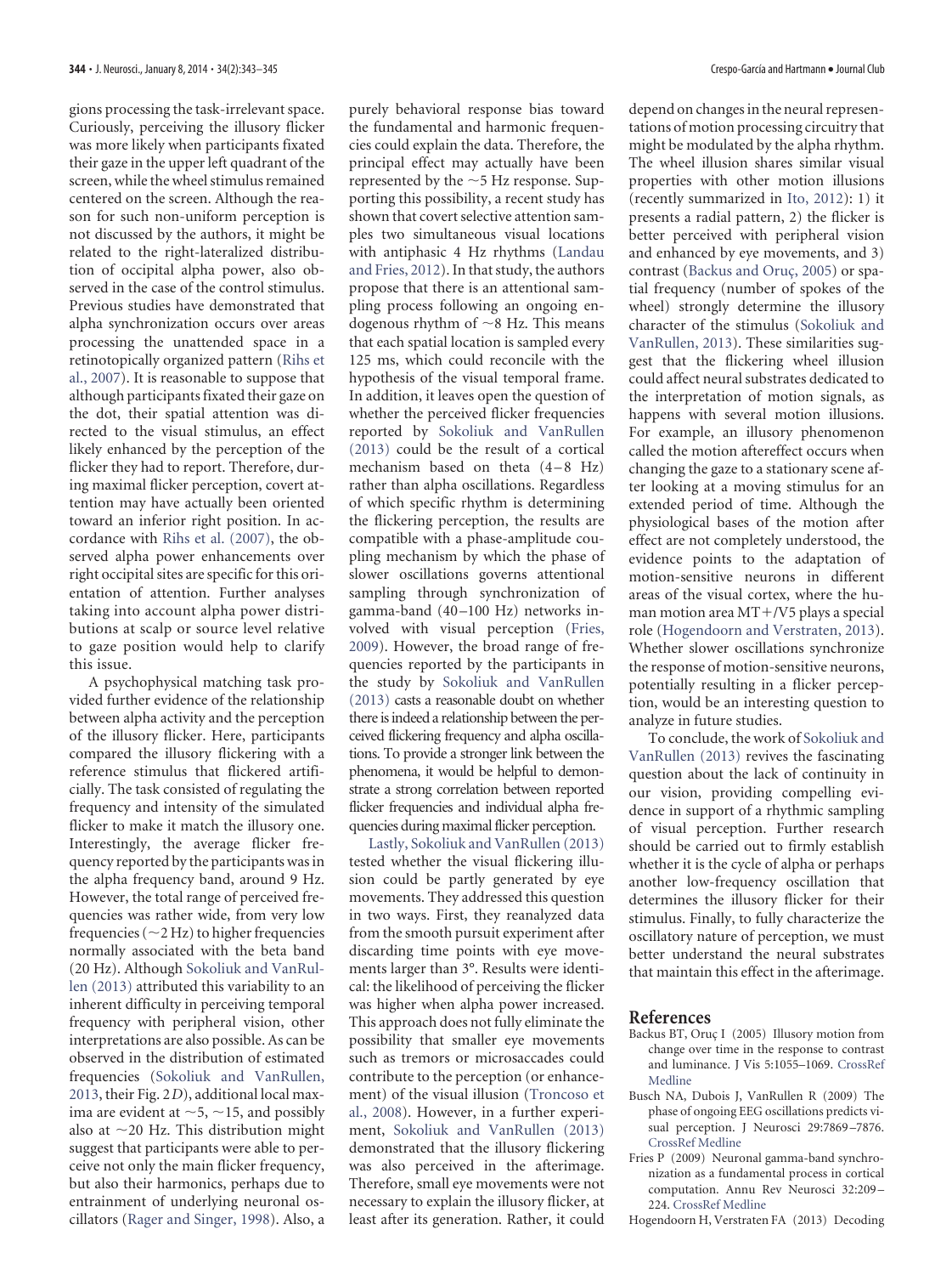gions processing the task-irrelevant space. Curiously, perceiving the illusory flicker was more likely when participants fixated their gaze in the upper left quadrant of the screen, while the wheel stimulus remained centered on the screen. Although the reason for such non-uniform perception is not discussed by the authors, it might be related to the right-lateralized distribution of occipital alpha power, also observed in the case of the control stimulus. Previous studies have demonstrated that alpha synchronization occurs over areas processing the unattended space in a retinotopically organized pattern (Rihs et al., 2007). It is reasonable to suppose that although participants fixated their gaze on the dot, their spatial attention was directed to the visual stimulus, an effect likely enhanced by the perception of the flicker they had to report. Therefore, during maximal flicker perception, covert attention may have actually been oriented toward an inferior right position. In accordance with Rihs et al. (2007), the observed alpha power enhancements over right occipital sites are specific for this orientation of attention. Further analyses taking into account alpha power distributions at scalp or source level relative to gaze position would help to clarify this issue.

A psychophysical matching task provided further evidence of the relationship between alpha activity and the perception of the illusory flicker. Here, participants compared the illusory flickering with a reference stimulus that flickered artificially. The task consisted of regulating the frequency and intensity of the simulated flicker to make it match the illusory one. Interestingly, the average flicker frequency reported by the participants was in the alpha frequency band, around 9 Hz. However, the total range of perceived frequencies was rather wide, from very low frequencies (~2 Hz) to higher frequencies normally associated with the beta band (20 Hz). Although Sokoliuk and VanRullen (2013) attributed this variability to an inherent difficulty in perceiving temporal frequency with peripheral vision, other interpretations are also possible. As can be observed in the distribution of estimated frequencies (Sokoliuk and VanRullen, 2013, their Fig. 2*D*), additional local maxima are evident at ~5, ~15, and possibly also at ~20 Hz. This distribution might suggest that participants were able to perceive not only the main flicker frequency, but also their harmonics, perhaps due to entrainment of underlying neuronal oscillators (Rager and Singer, 1998). Also, a purely behavioral response bias toward the fundamental and harmonic frequencies could explain the data. Therefore, the principal effect may actually have been represented by the ~5 Hz response. Supporting this possibility, a recent study has shown that covert selective attention samples two simultaneous visual locations with antiphasic 4 Hz rhythms (Landau and Fries, 2012). In that study, the authors propose that there is an attentional sampling process following an ongoing endogenous rhythm of ~8 Hz. This means that each spatial location is sampled every 125 ms, which could reconcile with the hypothesis of the visual temporal frame. In addition, it leaves open the question of whether the perceived flicker frequencies reported by Sokoliuk and VanRullen (2013) could be the result of a cortical mechanism based on theta (4–8 Hz) rather than alpha oscillations. Regardless of which specific rhythm is determining the flickering perception, the results are compatible with a phase-amplitude coupling mechanism by which the phase of slower oscillations governs attentional sampling through synchronization of gamma-band (40–100 Hz) networks involved with visual perception (Fries, 2009). However, the broad range of frequencies reported by the participants in the study by Sokoliuk and VanRullen (2013) casts a reasonable doubt on whether there is indeed a relationship between the perceived flickering frequency and alpha oscillations. To provide a stronger link between the phenomena, it would be helpful to demonstrate a strong correlation between reported flicker frequencies and individual alpha frequencies during maximal flicker perception.

Lastly, Sokoliuk and VanRullen (2013) tested whether the visual flickering illusion could be partly generated by eye movements. They addressed this question in two ways. First, they reanalyzed data from the smooth pursuit experiment after discarding time points with eye movements larger than 3°. Results were identical: the likelihood of perceiving the flicker was higher when alpha power increased. This approach does not fully eliminate the possibility that smaller eye movements such as tremors or microsaccades could contribute to the perception (or enhancement) of the visual illusion (Troncoso et al., 2008). However, in a further experiment, Sokoliuk and VanRullen (2013) demonstrated that the illusory flickering was also perceived in the afterimage. Therefore, small eye movements were not necessary to explain the illusory flicker, at least after its generation. Rather, it could depend on changes in the neural representations of motion processing circuitry that might be modulated by the alpha rhythm. The wheel illusion shares similar visual properties with other motion illusions (recently summarized in Ito, 2012): 1) it presents a radial pattern, 2) the flicker is better perceived with peripheral vision and enhanced by eye movements, and 3) contrast (Backus and Oruç, 2005) or spatial frequency (number of spokes of the wheel) strongly determine the illusory character of the stimulus (Sokoliuk and VanRullen, 2013). These similarities suggest that the flickering wheel illusion could affect neural substrates dedicated to the interpretation of motion signals, as happens with several motion illusions. For example, an illusory phenomenon called the motion aftereffect occurs when changing the gaze to a stationary scene after looking at a moving stimulus for an extended period of time. Although the physiological bases of the motion after effect are not completely understood, the evidence points to the adaptation of motion-sensitive neurons in different areas of the visual cortex, where the human motion area MT+/V5 plays a special role (Hogendoorn and Verstraten, 2013). Whether slower oscillations synchronize the response of motion-sensitive neurons, potentially resulting in a flicker perception, would be an interesting question to analyze in future studies.

To conclude, the work of Sokoliuk and VanRullen (2013) revives the fascinating question about the lack of continuity in our vision, providing compelling evidence in support of a rhythmic sampling of visual perception. Further research should be carried out to firmly establish whether it is the cycle of alpha or perhaps another low-frequency oscillation that determines the illusory flicker for their stimulus. Finally, to fully characterize the oscillatory nature of perception, we must better understand the neural substrates that maintain this effect in the afterimage.

## References

Backus BT, Oruç I (2005) Illusory motion from change over time in the response to contrast and luminance. J Vis 5:1055–1069. CrossRef Medline

Busch NA, Dubois J, VanRullen R (2009) The phase of ongoing EEG oscillations predicts visual perception. J Neurosci 29:7869–7876. CrossRef Medline

Fries P (2009) Neuronal gamma-band synchronization as a fundamental process in cortical computation. Annu Rev Neurosci 32:209–224. CrossRef Medline

Hogendoorn H, Verstraten FA (2013) Decoding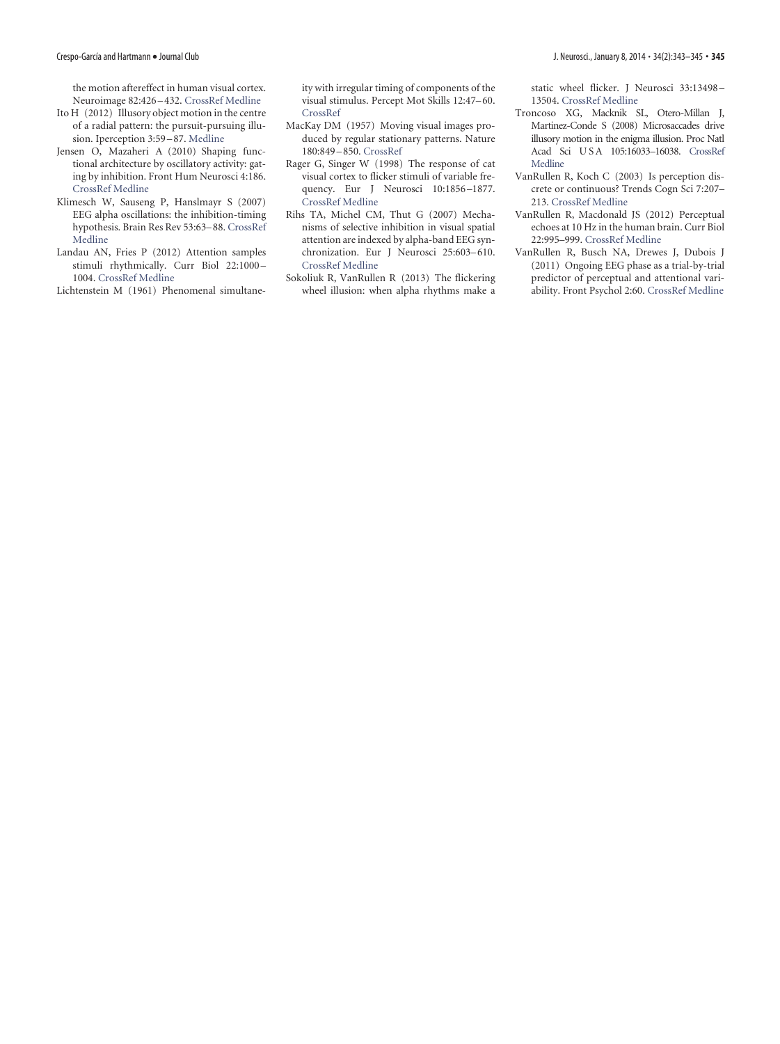the motion aftereffect in human visual cortex. Neuroimage 82:426–432. CrossRef Medline

Ito H (2012) Illusory object motion in the centre of a radial pattern: the pursuit-pursuing illusion. Iperception 3:59–87. Medline

Jensen O, Mazaheri A (2010) Shaping functional architecture by oscillatory activity: gating by inhibition. Front Hum Neurosci 4:186. CrossRef Medline

Klimesch W, Sauseng P, Hanslmayr S (2007) EEG alpha oscillations: the inhibition-timing hypothesis. Brain Res Rev 53:63–88. CrossRef Medline

Landau AN, Fries P (2012) Attention samples stimuli rhythmically. Curr Biol 22:1000–1004. CrossRef Medline

Lichtenstein M (1961) Phenomenal simultaneity with irregular timing of components of the visual stimulus. Percept Mot Skills 12:47–60. CrossRef

MacKay DM (1957) Moving visual images produced by regular stationary patterns. Nature 180:849–850. CrossRef

Rager G, Singer W (1998) The response of cat visual cortex to flicker stimuli of variable frequency. Eur J Neurosci 10:1856–1877. CrossRef Medline

Rihs TA, Michel CM, Thut G (2007) Mechanisms of selective inhibition in visual spatial attention are indexed by alpha-band EEG synchronization. Eur J Neurosci 25:603–610. CrossRef Medline

Sokoliuk R, VanRullen R (2013) The flickering wheel illusion: when alpha rhythms make a static wheel flicker. J Neurosci 33:13498–13504. CrossRef Medline

Troncoso XG, Macknik SL, Otero-Millan J, Martinez-Conde S (2008) Microsaccades drive illusory motion in the enigma illusion. Proc Natl Acad Sci U S A 105:16033–16038. CrossRef Medline

VanRullen R, Koch C (2003) Is perception discrete or continuous? Trends Cogn Sci 7:207–213. CrossRef Medline

VanRullen R, Macdonald JS (2012) Perceptual echoes at 10 Hz in the human brain. Curr Biol 22:995–999. CrossRef Medline

VanRullen R, Busch NA, Drewes J, Dubois J (2011) Ongoing EEG phase as a trial-by-trial predictor of perceptual and attentional variability. Front Psychol 2:60. CrossRef Medline